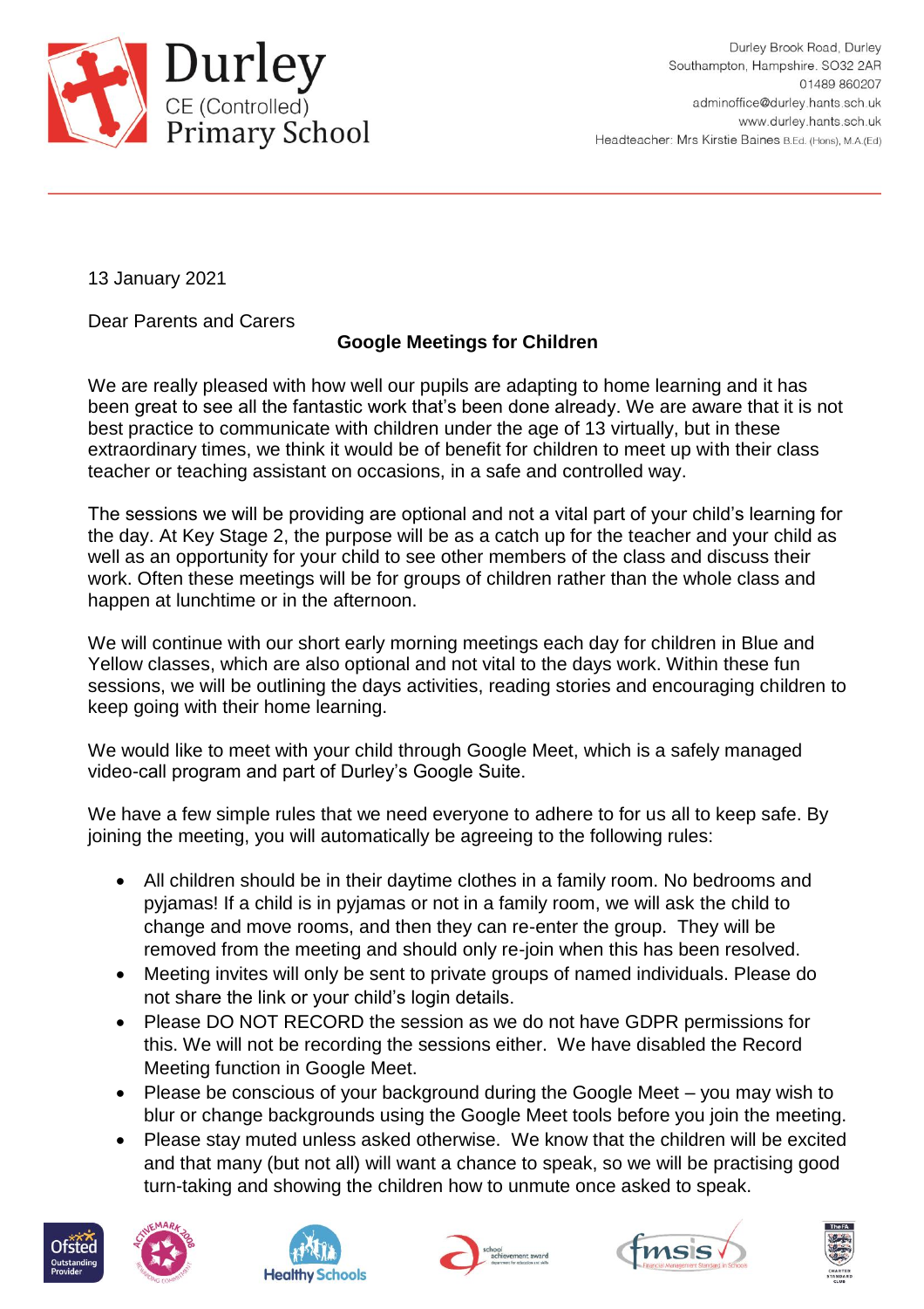Durley CE (Controlled) Primary School

Durley Brook Road, Durley
Southampton, Hampshire. SO32 2AR
01489 860207
adminoffice@durley.hants.sch.uk
www.durley.hants.sch.uk
Headteacher: Mrs Kirstie Baines B.Ed. (Hons), M.A.(Ed)

13 January 2021

Dear Parents and Carers

## Google Meetings for Children

We are really pleased with how well our pupils are adapting to home learning and it has been great to see all the fantastic work that's been done already. We are aware that it is not best practice to communicate with children under the age of 13 virtually, but in these extraordinary times, we think it would be of benefit for children to meet up with their class teacher or teaching assistant on occasions, in a safe and controlled way.

The sessions we will be providing are optional and not a vital part of your child's learning for the day. At Key Stage 2, the purpose will be as a catch up for the teacher and your child as well as an opportunity for your child to see other members of the class and discuss their work. Often these meetings will be for groups of children rather than the whole class and happen at lunchtime or in the afternoon.

We will continue with our short early morning meetings each day for children in Blue and Yellow classes, which are also optional and not vital to the days work. Within these fun sessions, we will be outlining the days activities, reading stories and encouraging children to keep going with their home learning.

We would like to meet with your child through Google Meet, which is a safely managed video-call program and part of Durley's Google Suite.

We have a few simple rules that we need everyone to adhere to for us all to keep safe. By joining the meeting, you will automatically be agreeing to the following rules:

- All children should be in their daytime clothes in a family room. No bedrooms and pyjamas! If a child is in pyjamas or not in a family room, we will ask the child to change and move rooms, and then they can re-enter the group. They will be removed from the meeting and should only re-join when this has been resolved.
- Meeting invites will only be sent to private groups of named individuals. Please do not share the link or your child's login details.
- Please DO NOT RECORD the session as we do not have GDPR permissions for this. We will not be recording the sessions either. We have disabled the Record Meeting function in Google Meet.
- Please be conscious of your background during the Google Meet – you may wish to blur or change backgrounds using the Google Meet tools before you join the meeting.
- Please stay muted unless asked otherwise. We know that the children will be excited and that many (but not all) will want a chance to speak, so we will be practising good turn-taking and showing the children how to unmute once asked to speak.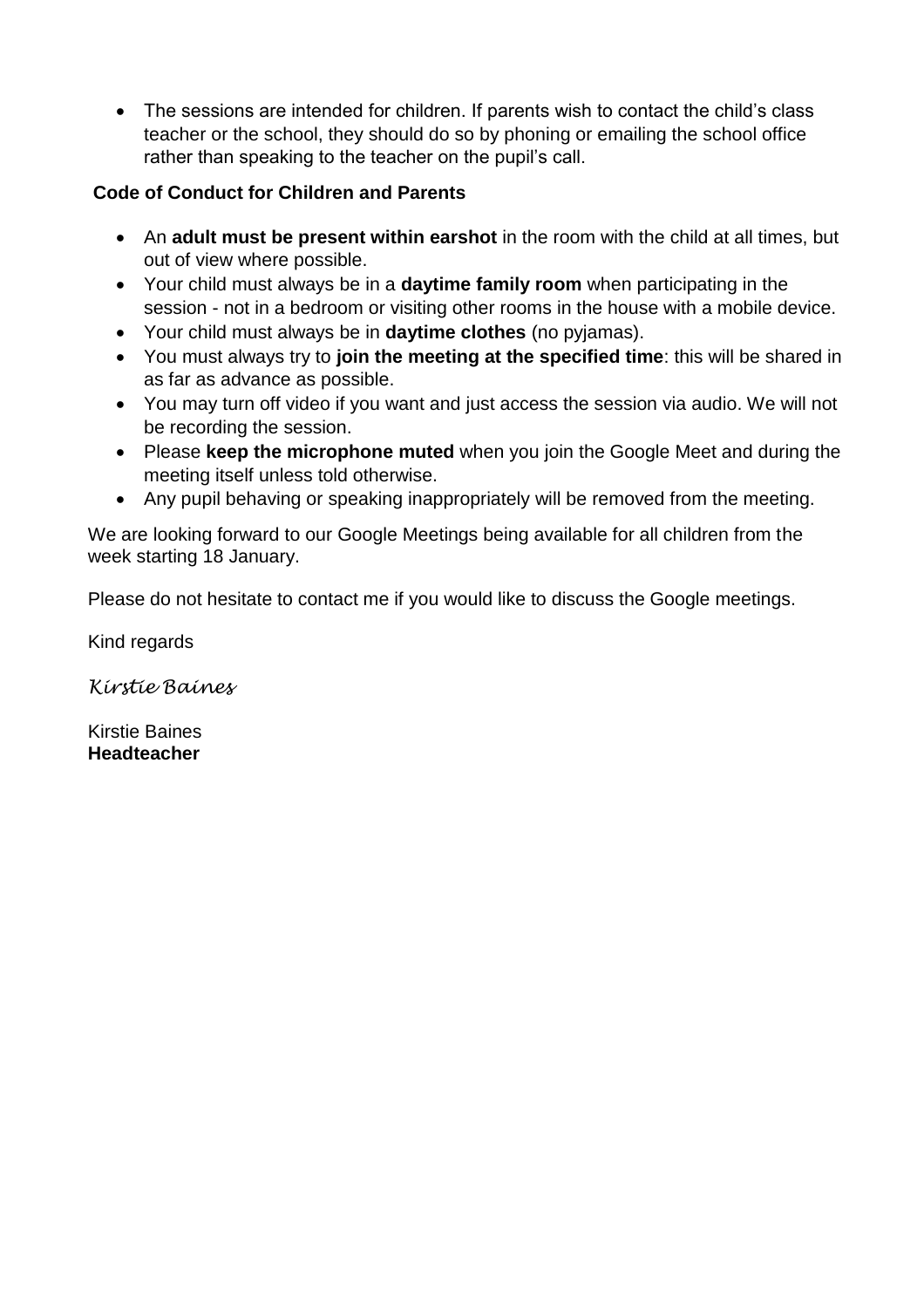- The sessions are intended for children. If parents wish to contact the child's class teacher or the school, they should do so by phoning or emailing the school office rather than speaking to the teacher on the pupil's call.

**Code of Conduct for Children and Parents**

- An **adult must be present within earshot** in the room with the child at all times, but out of view where possible.
- Your child must always be in a **daytime family room** when participating in the session - not in a bedroom or visiting other rooms in the house with a mobile device.
- Your child must always be in **daytime clothes** (no pyjamas).
- You must always try to **join the meeting at the specified time**: this will be shared in as far as advance as possible.
- You may turn off video if you want and just access the session via audio. We will not be recording the session.
- Please **keep the microphone muted** when you join the Google Meet and during the meeting itself unless told otherwise.
- Any pupil behaving or speaking inappropriately will be removed from the meeting.

We are looking forward to our Google Meetings being available for all children from the week starting 18 January.

Please do not hesitate to contact me if you would like to discuss the Google meetings.

Kind regards

*Kirstie Baines*

Kirstie Baines
**Headteacher**